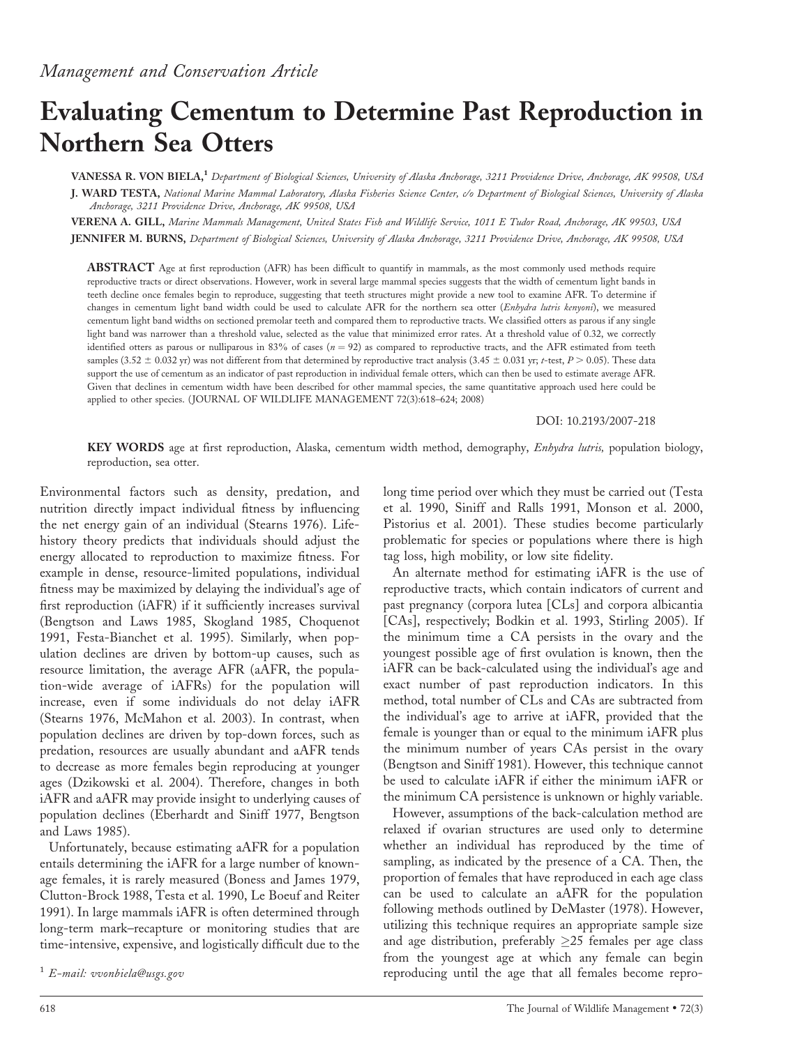*Management and Conservation Article*

# Evaluating Cementum to Determine Past Reproduction in Northern Sea Otters

**VANESSA R. VON BIELA,**[1] *Department of Biological Sciences, University of Alaska Anchorage, 3211 Providence Drive, Anchorage, AK 99508, USA*

**J. WARD TESTA,** *National Marine Mammal Laboratory, Alaska Fisheries Science Center, c/o Department of Biological Sciences, University of Alaska Anchorage, 3211 Providence Drive, Anchorage, AK 99508, USA*

**VERENA A. GILL,** *Marine Mammals Management, United States Fish and Wildlife Service, 1011 E Tudor Road, Anchorage, AK 99503, USA*

**JENNIFER M. BURNS,** *Department of Biological Sciences, University of Alaska Anchorage, 3211 Providence Drive, Anchorage, AK 99508, USA*

**ABSTRACT** Age at first reproduction (AFR) has been difficult to quantify in mammals, as the most commonly used methods require reproductive tracts or direct observations. However, work in several large mammal species suggests that the width of cementum light bands in teeth decline once females begin to reproduce, suggesting that teeth structures might provide a new tool to examine AFR. To determine if changes in cementum light band width could be used to calculate AFR for the northern sea otter (*Enhydra lutris kenyoni*), we measured cementum light band widths on sectioned premolar teeth and compared them to reproductive tracts. We classified otters as parous if any single light band was narrower than a threshold value, selected as the value that minimized error rates. At a threshold value of 0.32, we correctly identified otters as parous or nulliparous in 83% of cases ($n = 92$) as compared to reproductive tracts, and the AFR estimated from teeth samples ($3.52 \pm 0.032$ yr) was not different from that determined by reproductive tract analysis ($3.45 \pm 0.031$ yr; $t$-test, $P > 0.05$). These data support the use of cementum as an indicator of past reproduction in individual female otters, which can then be used to estimate average AFR. Given that declines in cementum width have been described for other mammal species, the same quantitative approach used here could be applied to other species. (JOURNAL OF WILDLIFE MANAGEMENT 72(3):618–624; 2008)

DOI: 10.2193/2007-218

**KEY WORDS** age at first reproduction, Alaska, cementum width method, demography, *Enhydra lutris,* population biology, reproduction, sea otter.

Environmental factors such as density, predation, and nutrition directly impact individual fitness by influencing the net energy gain of an individual (Stearns 1976). Life-history theory predicts that individuals should adjust the energy allocated to reproduction to maximize fitness. For example in dense, resource-limited populations, individual fitness may be maximized by delaying the individual's age of first reproduction (iAFR) if it sufficiently increases survival (Bengtson and Laws 1985, Skogland 1985, Choquenot 1991, Festa-Bianchet et al. 1995). Similarly, when population declines are driven by bottom-up causes, such as resource limitation, the average AFR (aAFR, the population-wide average of iAFRs) for the population will increase, even if some individuals do not delay iAFR (Stearns 1976, McMahon et al. 2003). In contrast, when population declines are driven by top-down forces, such as predation, resources are usually abundant and aAFR tends to decrease as more females begin reproducing at younger ages (Dzikowski et al. 2004). Therefore, changes in both iAFR and aAFR may provide insight to underlying causes of population declines (Eberhardt and Siniff 1977, Bengtson and Laws 1985).

Unfortunately, because estimating aAFR for a population entails determining the iAFR for a large number of known-age females, it is rarely measured (Boness and James 1979, Clutton-Brock 1988, Testa et al. 1990, Le Boeuf and Reiter 1991). In large mammals iAFR is often determined through long-term mark–recapture or monitoring studies that are time-intensive, expensive, and logistically difficult due to the long time period over which they must be carried out (Testa et al. 1990, Siniff and Ralls 1991, Monson et al. 2000, Pistorius et al. 2001). These studies become particularly problematic for species or populations where there is high tag loss, high mobility, or low site fidelity.

An alternate method for estimating iAFR is the use of reproductive tracts, which contain indicators of current and past pregnancy (corpora lutea [CLs] and corpora albicantia [CAs], respectively; Bodkin et al. 1993, Stirling 2005). If the minimum time a CA persists in the ovary and the youngest possible age of first ovulation is known, then the iAFR can be back-calculated using the individual's age and exact number of past reproduction indicators. In this method, total number of CLs and CAs are subtracted from the individual's age to arrive at iAFR, provided that the female is younger than or equal to the minimum iAFR plus the minimum number of years CAs persist in the ovary (Bengtson and Siniff 1981). However, this technique cannot be used to calculate iAFR if either the minimum iAFR or the minimum CA persistence is unknown or highly variable.

However, assumptions of the back-calculation method are relaxed if ovarian structures are used only to determine whether an individual has reproduced by the time of sampling, as indicated by the presence of a CA. Then, the proportion of females that have reproduced in each age class can be used to calculate an aAFR for the population following methods outlined by DeMaster (1978). However, utilizing this technique requires an appropriate sample size and age distribution, preferably $\geq$25 females per age class from the youngest age at which any female can begin reproducing until the age that all females become repro-

[1] *E-mail: vvonbiela@usgs.gov*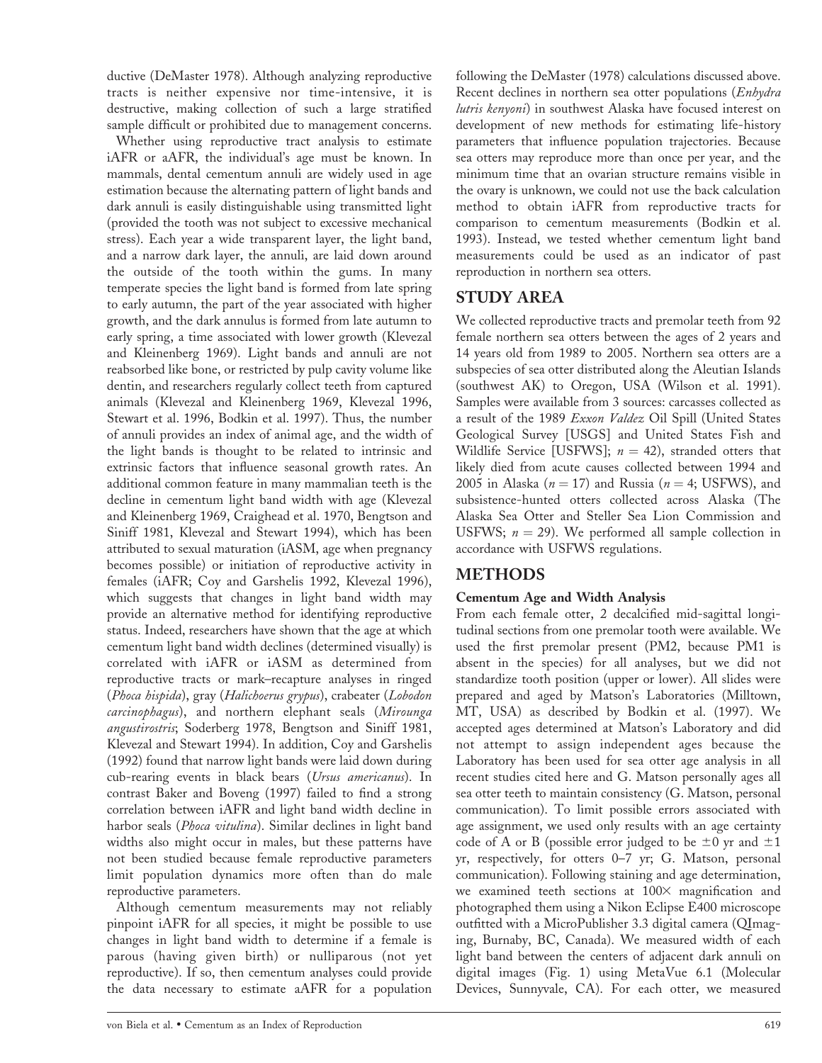ductive (DeMaster 1978). Although analyzing reproductive tracts is neither expensive nor time-intensive, it is destructive, making collection of such a large stratified sample difficult or prohibited due to management concerns.

Whether using reproductive tract analysis to estimate iAFR or aAFR, the individual's age must be known. In mammals, dental cementum annuli are widely used in age estimation because the alternating pattern of light bands and dark annuli is easily distinguishable using transmitted light (provided the tooth was not subject to excessive mechanical stress). Each year a wide transparent layer, the light band, and a narrow dark layer, the annuli, are laid down around the outside of the tooth within the gums. In many temperate species the light band is formed from late spring to early autumn, the part of the year associated with higher growth, and the dark annulus is formed from late autumn to early spring, a time associated with lower growth (Klevezal and Kleinenberg 1969). Light bands and annuli are not reabsorbed like bone, or restricted by pulp cavity volume like dentin, and researchers regularly collect teeth from captured animals (Klevezal and Kleinenberg 1969, Klevezal 1996, Stewart et al. 1996, Bodkin et al. 1997). Thus, the number of annuli provides an index of animal age, and the width of the light bands is thought to be related to intrinsic and extrinsic factors that influence seasonal growth rates. An additional common feature in many mammalian teeth is the decline in cementum light band width with age (Klevezal and Kleinenberg 1969, Craighead et al. 1970, Bengtson and Siniff 1981, Klevezal and Stewart 1994), which has been attributed to sexual maturation (iASM, age when pregnancy becomes possible) or initiation of reproductive activity in females (iAFR; Coy and Garshelis 1992, Klevezal 1996), which suggests that changes in light band width may provide an alternative method for identifying reproductive status. Indeed, researchers have shown that the age at which cementum light band width declines (determined visually) is correlated with iAFR or iASM as determined from reproductive tracts or mark–recapture analyses in ringed (*Phoca hispida*), gray (*Halichoerus grypus*), crabeater (*Lobodon carcinophagus*), and northern elephant seals (*Mirounga angustirostris*; Soderberg 1978, Bengtson and Siniff 1981, Klevezal and Stewart 1994). In addition, Coy and Garshelis (1992) found that narrow light bands were laid down during cub-rearing events in black bears (*Ursus americanus*). In contrast Baker and Boveng (1997) failed to find a strong correlation between iAFR and light band width decline in harbor seals (*Phoca vitulina*). Similar declines in light band widths also might occur in males, but these patterns have not been studied because female reproductive parameters limit population dynamics more often than do male reproductive parameters.

Although cementum measurements may not reliably pinpoint iAFR for all species, it might be possible to use changes in light band width to determine if a female is parous (having given birth) or nulliparous (not yet reproductive). If so, then cementum analyses could provide the data necessary to estimate aAFR for a population following the DeMaster (1978) calculations discussed above. Recent declines in northern sea otter populations (*Enhydra lutris kenyoni*) in southwest Alaska have focused interest on development of new methods for estimating life-history parameters that influence population trajectories. Because sea otters may reproduce more than once per year, and the minimum time that an ovarian structure remains visible in the ovary is unknown, we could not use the back calculation method to obtain iAFR from reproductive tracts for comparison to cementum measurements (Bodkin et al. 1993). Instead, we tested whether cementum light band measurements could be used as an indicator of past reproduction in northern sea otters.

## STUDY AREA

We collected reproductive tracts and premolar teeth from 92 female northern sea otters between the ages of 2 years and 14 years old from 1989 to 2005. Northern sea otters are a subspecies of sea otter distributed along the Aleutian Islands (southwest AK) to Oregon, USA (Wilson et al. 1991). Samples were available from 3 sources: carcasses collected as a result of the 1989 *Exxon Valdez* Oil Spill (United States Geological Survey [USGS] and United States Fish and Wildlife Service [USFWS]; $n = 42$), stranded otters that likely died from acute causes collected between 1994 and 2005 in Alaska ($n = 17$) and Russia ($n = 4$; USFWS), and subsistence-hunted otters collected across Alaska (The Alaska Sea Otter and Steller Sea Lion Commission and USFWS; $n = 29$). We performed all sample collection in accordance with USFWS regulations.

## METHODS

### Cementum Age and Width Analysis

From each female otter, 2 decalcified mid-sagittal longitudinal sections from one premolar tooth were available. We used the first premolar present (PM2, because PM1 is absent in the species) for all analyses, but we did not standardize tooth position (upper or lower). All slides were prepared and aged by Matson's Laboratories (Milltown, MT, USA) as described by Bodkin et al. (1997). We accepted ages determined at Matson's Laboratory and did not attempt to assign independent ages because the Laboratory has been used for sea otter age analysis in all recent studies cited here and G. Matson personally ages all sea otter teeth to maintain consistency (G. Matson, personal communication). To limit possible errors associated with age assignment, we used only results with an age certainty code of A or B (possible error judged to be $\pm 0$ yr and $\pm 1$ yr, respectively, for otters 0–7 yr; G. Matson, personal communication). Following staining and age determination, we examined teeth sections at 100× magnification and photographed them using a Nikon Eclipse E400 microscope outfitted with a MicroPublisher 3.3 digital camera (QImaging, Burnaby, BC, Canada). We measured width of each light band between the centers of adjacent dark annuli on digital images (Fig. 1) using MetaVue 6.1 (Molecular Devices, Sunnyvale, CA). For each otter, we measured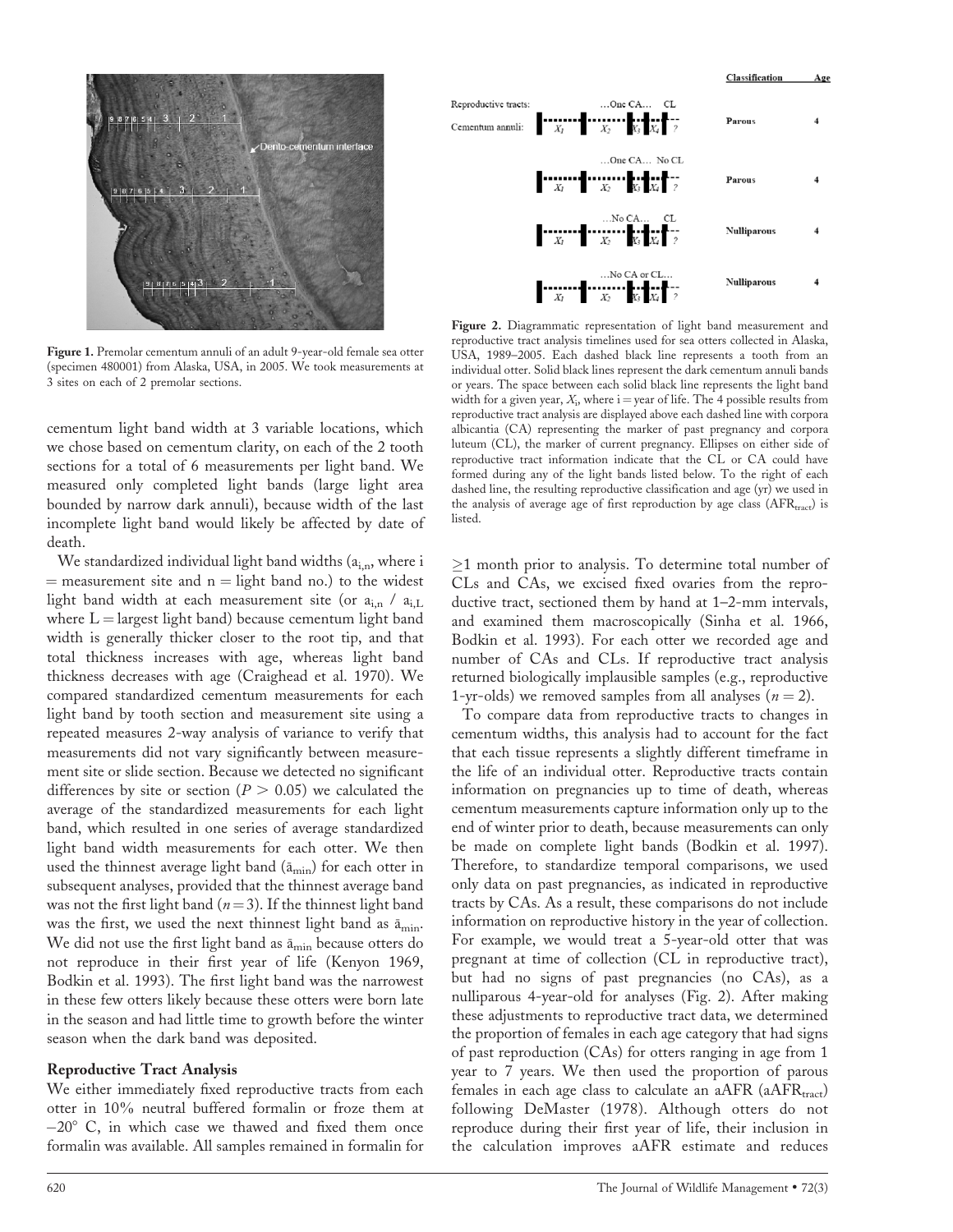Figure 1. Premolar cementum annuli of an adult 9-year-old female sea otter (specimen 480001) from Alaska, USA, in 2005. We took measurements at 3 sites on each of 2 premolar sections.

cementum light band width at 3 variable locations, which we chose based on cementum clarity, on each of the 2 tooth sections for a total of 6 measurements per light band. We measured only completed light bands (large light area bounded by narrow dark annuli), because width of the last incomplete light band would likely be affected by date of death.

We standardized individual light band widths ($a_{i,n}$, where i = measurement site and n = light band no.) to the widest light band width at each measurement site (or $a_{i,n}$ / $a_{i,L}$ where L = largest light band) because cementum light band width is generally thicker closer to the root tip, and that total thickness increases with age, whereas light band thickness decreases with age (Craighead et al. 1970). We compared standardized cementum measurements for each light band by tooth section and measurement site using a repeated measures 2-way analysis of variance to verify that measurements did not vary significantly between measurement site or slide section. Because we detected no significant differences by site or section ($P > 0.05$) we calculated the average of the standardized measurements for each light band, which resulted in one series of average standardized light band width measurements for each otter. We then used the thinnest average light band ($\bar{a}_{min}$) for each otter in subsequent analyses, provided that the thinnest average band was not the first light band ($n = 3$). If the thinnest light band was the first, we used the next thinnest light band as $\bar{a}_{min}$. We did not use the first light band as $\bar{a}_{min}$ because otters do not reproduce in their first year of life (Kenyon 1969, Bodkin et al. 1993). The first light band was the narrowest in these few otters likely because these otters were born late in the season and had little time to growth before the winter season when the dark band was deposited.

### Reproductive Tract Analysis

We either immediately fixed reproductive tracts from each otter in 10% neutral buffered formalin or froze them at –20° C, in which case we thawed and fixed them once formalin was available. All samples remained in formalin for

| Classification | Age |
|---|---|
| Parous | 4 |
| Parous | 4 |
| Nulliparous | 4 |
| Nulliparous | 4 |

Figure 2. Diagrammatic representation of light band measurement and reproductive tract analysis timelines used for sea otters collected in Alaska, USA, 1989–2005. Each dashed black line represents a tooth from an individual otter. Solid black lines represent the dark cementum annuli bands or years. The space between each solid black line represents the light band width for a given year, $X_i$, where i = year of life. The 4 possible results from reproductive tract analysis are displayed above each dashed line with corpora albicantia (CA) representing the marker of past pregnancy and corpora luteum (CL), the marker of current pregnancy. Ellipses on either side of reproductive tract information indicate that the CL or CA could have formed during any of the light bands listed below. To the right of each dashed line, the resulting reproductive classification and age (yr) we used in the analysis of average age of first reproduction by age class ($AFR_{tract}$) is listed.

≥1 month prior to analysis. To determine total number of CLs and CAs, we excised fixed ovaries from the reproductive tract, sectioned them by hand at 1–2-mm intervals, and examined them macroscopically (Sinha et al. 1966, Bodkin et al. 1993). For each otter we recorded age and number of CAs and CLs. If reproductive tract analysis returned biologically implausible samples (e.g., reproductive 1-yr-olds) we removed samples from all analyses ($n = 2$).

To compare data from reproductive tracts to changes in cementum widths, this analysis had to account for the fact that each tissue represents a slightly different timeframe in the life of an individual otter. Reproductive tracts contain information on pregnancies up to time of death, whereas cementum measurements capture information only up to the end of winter prior to death, because measurements can only be made on complete light bands (Bodkin et al. 1997). Therefore, to standardize temporal comparisons, we used only data on past pregnancies, as indicated in reproductive tracts by CAs. As a result, these comparisons do not include information on reproductive history in the year of collection. For example, we would treat a 5-year-old otter that was pregnant at time of collection (CL in reproductive tract), but had no signs of past pregnancies (no CAs), as a nulliparous 4-year-old for analyses (Fig. 2). After making these adjustments to reproductive tract data, we determined the proportion of females in each age category that had signs of past reproduction (CAs) for otters ranging in age from 1 year to 7 years. We then used the proportion of parous females in each age class to calculate an aAFR ($aAFR_{tract}$) following DeMaster (1978). Although otters do not reproduce during their first year of life, their inclusion in the calculation improves aAFR estimate and reduces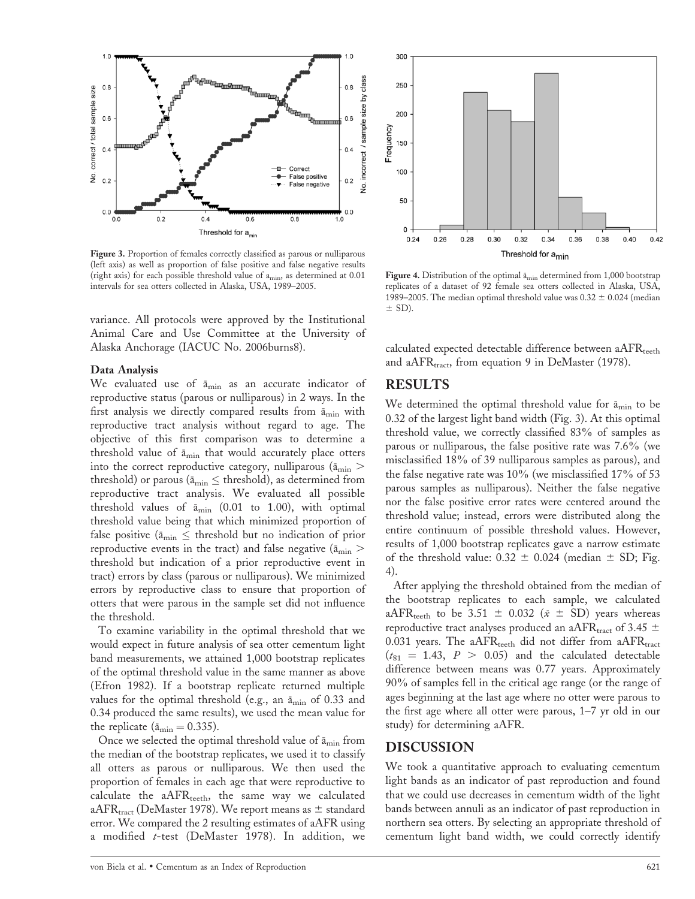Figure 3. Proportion of females correctly classified as parous or nulliparous (left axis) as well as proportion of false positive and false negative results (right axis) for each possible threshold value of $a_{min}$, as determined at 0.01 intervals for sea otters collected in Alaska, USA, 1989–2005.

Figure 4. Distribution of the optimal $\bar{a}_{min}$ determined from 1,000 bootstrap replicates of a dataset of 92 female sea otters collected in Alaska, USA, 1989–2005. The median optimal threshold value was $0.32 \pm 0.024$ (median $\pm$ SD).

variance. All protocols were approved by the Institutional Animal Care and Use Committee at the University of Alaska Anchorage (IACUC No. 2006burns8).

### Data Analysis

We evaluated use of $\bar{a}_{min}$ as an accurate indicator of reproductive status (parous or nulliparous) in 2 ways. In the first analysis we directly compared results from $\bar{a}_{min}$ with reproductive tract analysis without regard to age. The objective of this first comparison was to determine a threshold value of $\bar{a}_{min}$ that would accurately place otters into the correct reproductive category, nulliparous ($\bar{a}_{min} >$ threshold) or parous ($\bar{a}_{min} \leq$ threshold), as determined from reproductive tract analysis. We evaluated all possible threshold values of $\bar{a}_{min}$ (0.01 to 1.00), with optimal threshold value being that which minimized proportion of false positive ($\bar{a}_{min} \leq$ threshold but no indication of prior reproductive events in the tract) and false negative ($\bar{a}_{min} >$ threshold but indication of a prior reproductive event in tract) errors by class (parous or nulliparous). We minimized errors by reproductive class to ensure that proportion of otters that were parous in the sample set did not influence the threshold.

To examine variability in the optimal threshold that we would expect in future analysis of sea otter cementum light band measurements, we attained 1,000 bootstrap replicates of the optimal threshold value in the same manner as above (Efron 1982). If a bootstrap replicate returned multiple values for the optimal threshold (e.g., an $\bar{a}_{min}$ of 0.33 and 0.34 produced the same results), we used the mean value for the replicate ($\bar{a}_{min} = 0.335$).

Once we selected the optimal threshold value of $\bar{a}_{min}$ from the median of the bootstrap replicates, we used it to classify all otters as parous or nulliparous. We then used the proportion of females in each age that were reproductive to calculate the $aAFR_{teeth}$, the same way we calculated $aAFR_{tract}$ (DeMaster 1978). We report means as $\pm$ standard error. We compared the 2 resulting estimates of aAFR using a modified *t*-test (DeMaster 1978). In addition, we calculated expected detectable difference between $aAFR_{teeth}$ and $aAFR_{tract}$, from equation 9 in DeMaster (1978).

## RESULTS

We determined the optimal threshold value for $\bar{a}_{min}$ to be 0.32 of the largest light band width (Fig. 3). At this optimal threshold value, we correctly classified 83% of samples as parous or nulliparous, the false positive rate was 7.6% (we misclassified 18% of 39 nulliparous samples as parous), and the false negative rate was 10% (we misclassified 17% of 53 parous samples as nulliparous). Neither the false negative nor the false positive error rates were centered around the threshold value; instead, errors were distributed along the entire continuum of possible threshold values. However, results of 1,000 bootstrap replicates gave a narrow estimate of the threshold value: $0.32 \pm 0.024$ (median $\pm$ SD; Fig. 4).

After applying the threshold obtained from the median of the bootstrap replicates to each sample, we calculated $aAFR_{teeth}$ to be $3.51 \pm 0.032$ ($\bar{x} \pm$ SD) years whereas reproductive tract analyses produced an $aAFR_{tract}$ of $3.45 \pm 0.031$ years. The $aAFR_{teeth}$ did not differ from $aAFR_{tract}$ ($t_{81} = 1.43$, $P > 0.05$) and the calculated detectable difference between means was 0.77 years. Approximately 90% of samples fell in the critical age range (or the range of ages beginning at the last age where no otter were parous to the first age where all otter were parous, 1–7 yr old in our study) for determining aAFR.

## DISCUSSION

We took a quantitative approach to evaluating cementum light bands as an indicator of past reproduction and found that we could use decreases in cementum width of the light bands between annuli as an indicator of past reproduction in northern sea otters. By selecting an appropriate threshold of cementum light band width, we could correctly identify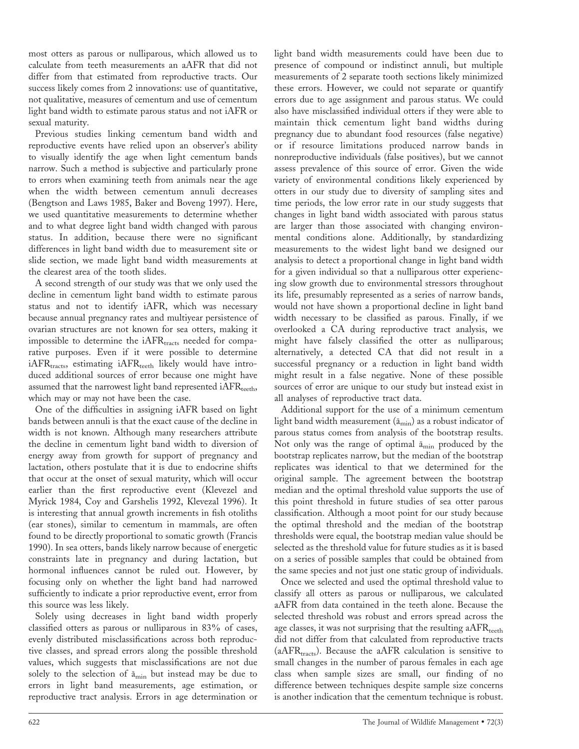most otters as parous or nulliparous, which allowed us to calculate from teeth measurements an aAFR that did not differ from that estimated from reproductive tracts. Our success likely comes from 2 innovations: use of quantitative, not qualitative, measures of cementum and use of cementum light band width to estimate parous status and not iAFR or sexual maturity.

Previous studies linking cementum band width and reproductive events have relied upon an observer's ability to visually identify the age when light cementum bands narrow. Such a method is subjective and particularly prone to errors when examining teeth from animals near the age when the width between cementum annuli decreases (Bengtson and Laws 1985, Baker and Boveng 1997). Here, we used quantitative measurements to determine whether and to what degree light band width changed with parous status. In addition, because there were no significant differences in light band width due to measurement site or slide section, we made light band width measurements at the clearest area of the tooth slides.

A second strength of our study was that we only used the decline in cementum light band width to estimate parous status and not to identify iAFR, which was necessary because annual pregnancy rates and multiyear persistence of ovarian structures are not known for sea otters, making it impossible to determine the $iAFR_{tracts}$ needed for comparative purposes. Even if it were possible to determine $iAFR_{tracts}$, estimating $iAFR_{teeth}$ likely would have introduced additional sources of error because one might have assumed that the narrowest light band represented $iAFR_{teeth}$, which may or may not have been the case.

One of the difficulties in assigning iAFR based on light bands between annuli is that the exact cause of the decline in width is not known. Although many researchers attribute the decline in cementum light band width to diversion of energy away from growth for support of pregnancy and lactation, others postulate that it is due to endocrine shifts that occur at the onset of sexual maturity, which will occur earlier than the first reproductive event (Klevezel and Myrick 1984, Coy and Garshelis 1992, Klevezal 1996). It is interesting that annual growth increments in fish otoliths (ear stones), similar to cementum in mammals, are often found to be directly proportional to somatic growth (Francis 1990). In sea otters, bands likely narrow because of energetic constraints late in pregnancy and during lactation, but hormonal influences cannot be ruled out. However, by focusing only on whether the light band had narrowed sufficiently to indicate a prior reproductive event, error from this source was less likely.

Solely using decreases in light band width properly classified otters as parous or nulliparous in 83% of cases, evenly distributed misclassifications across both reproductive classes, and spread errors along the possible threshold values, which suggests that misclassifications are not due solely to the selection of $\bar{a}_{min}$ but instead may be due to errors in light band measurements, age estimation, or reproductive tract analysis. Errors in age determination or light band width measurements could have been due to presence of compound or indistinct annuli, but multiple measurements of 2 separate tooth sections likely minimized these errors. However, we could not separate or quantify errors due to age assignment and parous status. We could also have misclassified individual otters if they were able to maintain thick cementum light band widths during pregnancy due to abundant food resources (false negative) or if resource limitations produced narrow bands in nonreproductive individuals (false positives), but we cannot assess prevalence of this source of error. Given the wide variety of environmental conditions likely experienced by otters in our study due to diversity of sampling sites and time periods, the low error rate in our study suggests that changes in light band width associated with parous status are larger than those associated with changing environmental conditions alone. Additionally, by standardizing measurements to the widest light band we designed our analysis to detect a proportional change in light band width for a given individual so that a nulliparous otter experiencing slow growth due to environmental stressors throughout its life, presumably represented as a series of narrow bands, would not have shown a proportional decline in light band width necessary to be classified as parous. Finally, if we overlooked a CA during reproductive tract analysis, we might have falsely classified the otter as nulliparous; alternatively, a detected CA that did not result in a successful pregnancy or a reduction in light band width might result in a false negative. None of these possible sources of error are unique to our study but instead exist in all analyses of reproductive tract data.

Additional support for the use of a minimum cementum light band width measurement ($\bar{a}_{min}$) as a robust indicator of parous status comes from analysis of the bootstrap results. Not only was the range of optimal $\bar{a}_{min}$ produced by the bootstrap replicates narrow, but the median of the bootstrap replicates was identical to that we determined for the original sample. The agreement between the bootstrap median and the optimal threshold value supports the use of this point threshold in future studies of sea otter parous classification. Although a moot point for our study because the optimal threshold and the median of the bootstrap thresholds were equal, the bootstrap median value should be selected as the threshold value for future studies as it is based on a series of possible samples that could be obtained from the same species and not just one static group of individuals.

Once we selected and used the optimal threshold value to classify all otters as parous or nulliparous, we calculated aAFR from data contained in the teeth alone. Because the selected threshold was robust and errors spread across the age classes, it was not surprising that the resulting $aAFR_{teeth}$ did not differ from that calculated from reproductive tracts ($aAFR_{tracts}$). Because the aAFR calculation is sensitive to small changes in the number of parous females in each age class when sample sizes are small, our finding of no difference between techniques despite sample size concerns is another indication that the cementum technique is robust.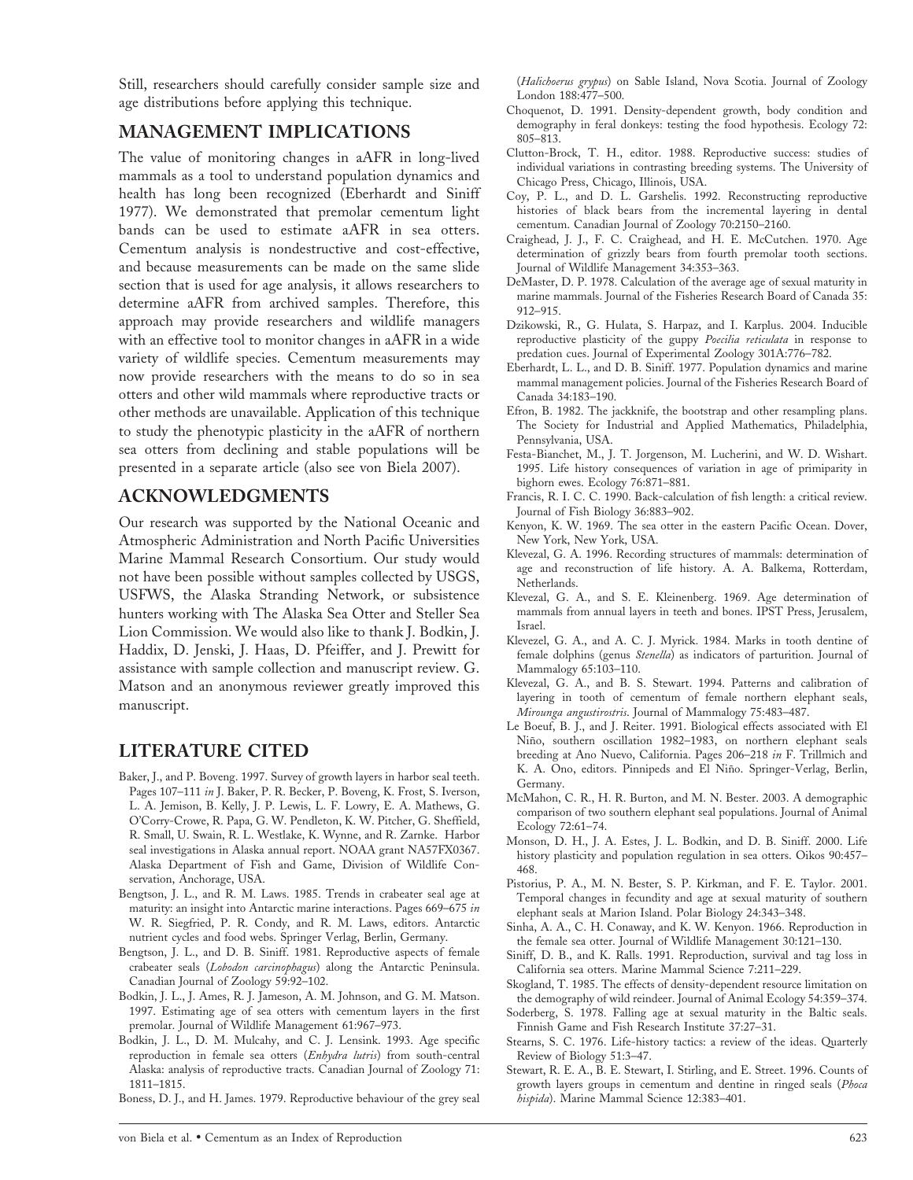Still, researchers should carefully consider sample size and age distributions before applying this technique.

## MANAGEMENT IMPLICATIONS

The value of monitoring changes in aAFR in long-lived mammals as a tool to understand population dynamics and health has long been recognized (Eberhardt and Siniff 1977). We demonstrated that premolar cementum light bands can be used to estimate aAFR in sea otters. Cementum analysis is nondestructive and cost-effective, and because measurements can be made on the same slide section that is used for age analysis, it allows researchers to determine aAFR from archived samples. Therefore, this approach may provide researchers and wildlife managers with an effective tool to monitor changes in aAFR in a wide variety of wildlife species. Cementum measurements may now provide researchers with the means to do so in sea otters and other wild mammals where reproductive tracts or other methods are unavailable. Application of this technique to study the phenotypic plasticity in the aAFR of northern sea otters from declining and stable populations will be presented in a separate article (also see von Biela 2007).

## ACKNOWLEDGMENTS

Our research was supported by the National Oceanic and Atmospheric Administration and North Pacific Universities Marine Mammal Research Consortium. Our study would not have been possible without samples collected by USGS, USFWS, the Alaska Stranding Network, or subsistence hunters working with The Alaska Sea Otter and Steller Sea Lion Commission. We would also like to thank J. Bodkin, J. Haddix, D. Jenski, J. Haas, D. Pfeiffer, and J. Prewitt for assistance with sample collection and manuscript review. G. Matson and an anonymous reviewer greatly improved this manuscript.

## LITERATURE CITED

Baker, J., and P. Boveng. 1997. Survey of growth layers in harbor seal teeth. Pages 107–111 *in* J. Baker, P. R. Becker, P. Boveng, K. Frost, S. Iverson, L. A. Jemison, B. Kelly, J. P. Lewis, L. F. Lowry, E. A. Mathews, G. O'Corry-Crowe, R. Papa, G. W. Pendleton, K. W. Pitcher, G. Sheffield, R. Small, U. Swain, R. L. Westlake, K. Wynne, and R. Zarnke. Harbor seal investigations in Alaska annual report. NOAA grant NA57FX0367. Alaska Department of Fish and Game, Division of Wildlife Conservation, Anchorage, USA.

Bengtson, J. L., and R. M. Laws. 1985. Trends in crabeater seal age at maturity: an insight into Antarctic marine interactions. Pages 669–675 *in* W. R. Siegfried, P. R. Condy, and R. M. Laws, editors. Antarctic nutrient cycles and food webs. Springer Verlag, Berlin, Germany.

Bengtson, J. L., and D. B. Siniff. 1981. Reproductive aspects of female crabeater seals (*Lobodon carcinophagus*) along the Antarctic Peninsula. Canadian Journal of Zoology 59:92–102.

Bodkin, J. L., J. Ames, R. J. Jameson, A. M. Johnson, and G. M. Matson. 1997. Estimating age of sea otters with cementum layers in the first premolar. Journal of Wildlife Management 61:967–973.

Bodkin, J. L., D. M. Mulcahy, and C. J. Lensink. 1993. Age specific reproduction in female sea otters (*Enhydra lutris*) from south-central Alaska: analysis of reproductive tracts. Canadian Journal of Zoology 71: 1811–1815.

Boness, D. J., and H. James. 1979. Reproductive behaviour of the grey seal (*Halichoerus grypus*) on Sable Island, Nova Scotia. Journal of Zoology London 188:477–500.

Choquenot, D. 1991. Density-dependent growth, body condition and demography in feral donkeys: testing the food hypothesis. Ecology 72: 805–813.

Clutton-Brock, T. H., editor. 1988. Reproductive success: studies of individual variations in contrasting breeding systems. The University of Chicago Press, Chicago, Illinois, USA.

Coy, P. L., and D. L. Garshelis. 1992. Reconstructing reproductive histories of black bears from the incremental layering in dental cementum. Canadian Journal of Zoology 70:2150–2160.

Craighead, J. J., F. C. Craighead, and H. E. McCutchen. 1970. Age determination of grizzly bears from fourth premolar tooth sections. Journal of Wildlife Management 34:353–363.

DeMaster, D. P. 1978. Calculation of the average age of sexual maturity in marine mammals. Journal of the Fisheries Research Board of Canada 35: 912–915.

Dzikowski, R., G. Hulata, S. Harpaz, and I. Karplus. 2004. Inducible reproductive plasticity of the guppy *Poecilia reticulata* in response to predation cues. Journal of Experimental Zoology 301A:776–782.

Eberhardt, L. L., and D. B. Siniff. 1977. Population dynamics and marine mammal management policies. Journal of the Fisheries Research Board of Canada 34:183–190.

Efron, B. 1982. The jackknife, the bootstrap and other resampling plans. The Society for Industrial and Applied Mathematics, Philadelphia, Pennsylvania, USA.

Festa-Bianchet, M., J. T. Jorgenson, M. Lucherini, and W. D. Wishart. 1995. Life history consequences of variation in age of primiparity in bighorn ewes. Ecology 76:871–881.

Francis, R. I. C. C. 1990. Back-calculation of fish length: a critical review. Journal of Fish Biology 36:883–902.

Kenyon, K. W. 1969. The sea otter in the eastern Pacific Ocean. Dover, New York, New York, USA.

Klevezal, G. A. 1996. Recording structures of mammals: determination of age and reconstruction of life history. A. A. Balkema, Rotterdam, Netherlands.

Klevezal, G. A., and S. E. Kleinenberg. 1969. Age determination of mammals from annual layers in teeth and bones. IPST Press, Jerusalem, Israel.

Klevezel, G. A., and A. C. J. Myrick. 1984. Marks in tooth dentine of female dolphins (genus *Stenella*) as indicators of parturition. Journal of Mammalogy 65:103–110.

Klevezal, G. A., and B. S. Stewart. 1994. Patterns and calibration of layering in tooth of cementum of female northern elephant seals, *Mirounga angustirostris*. Journal of Mammalogy 75:483–487.

Le Boeuf, B. J., and J. Reiter. 1991. Biological effects associated with El Niño, southern oscillation 1982–1983, on northern elephant seals breeding at Ano Nuevo, California. Pages 206–218 *in* F. Trillmich and K. A. Ono, editors. Pinnipeds and El Niño. Springer-Verlag, Berlin, Germany.

McMahon, C. R., H. R. Burton, and M. N. Bester. 2003. A demographic comparison of two southern elephant seal populations. Journal of Animal Ecology 72:61–74.

Monson, D. H., J. A. Estes, J. L. Bodkin, and D. B. Siniff. 2000. Life history plasticity and population regulation in sea otters. Oikos 90:457–468.

Pistorius, P. A., M. N. Bester, S. P. Kirkman, and F. E. Taylor. 2001. Temporal changes in fecundity and age at sexual maturity of southern elephant seals at Marion Island. Polar Biology 24:343–348.

Sinha, A. A., C. H. Conaway, and K. W. Kenyon. 1966. Reproduction in the female sea otter. Journal of Wildlife Management 30:121–130.

Siniff, D. B., and K. Ralls. 1991. Reproduction, survival and tag loss in California sea otters. Marine Mammal Science 7:211–229.

Skogland, T. 1985. The effects of density-dependent resource limitation on the demography of wild reindeer. Journal of Animal Ecology 54:359–374.

Soderberg, S. 1978. Falling age at sexual maturity in the Baltic seals. Finnish Game and Fish Research Institute 37:27–31.

Stearns, S. C. 1976. Life-history tactics: a review of the ideas. Quarterly Review of Biology 51:3–47.

Stewart, R. E. A., B. E. Stewart, I. Stirling, and E. Street. 1996. Counts of growth layers groups in cementum and dentine in ringed seals (*Phoca hispida*). Marine Mammal Science 12:383–401.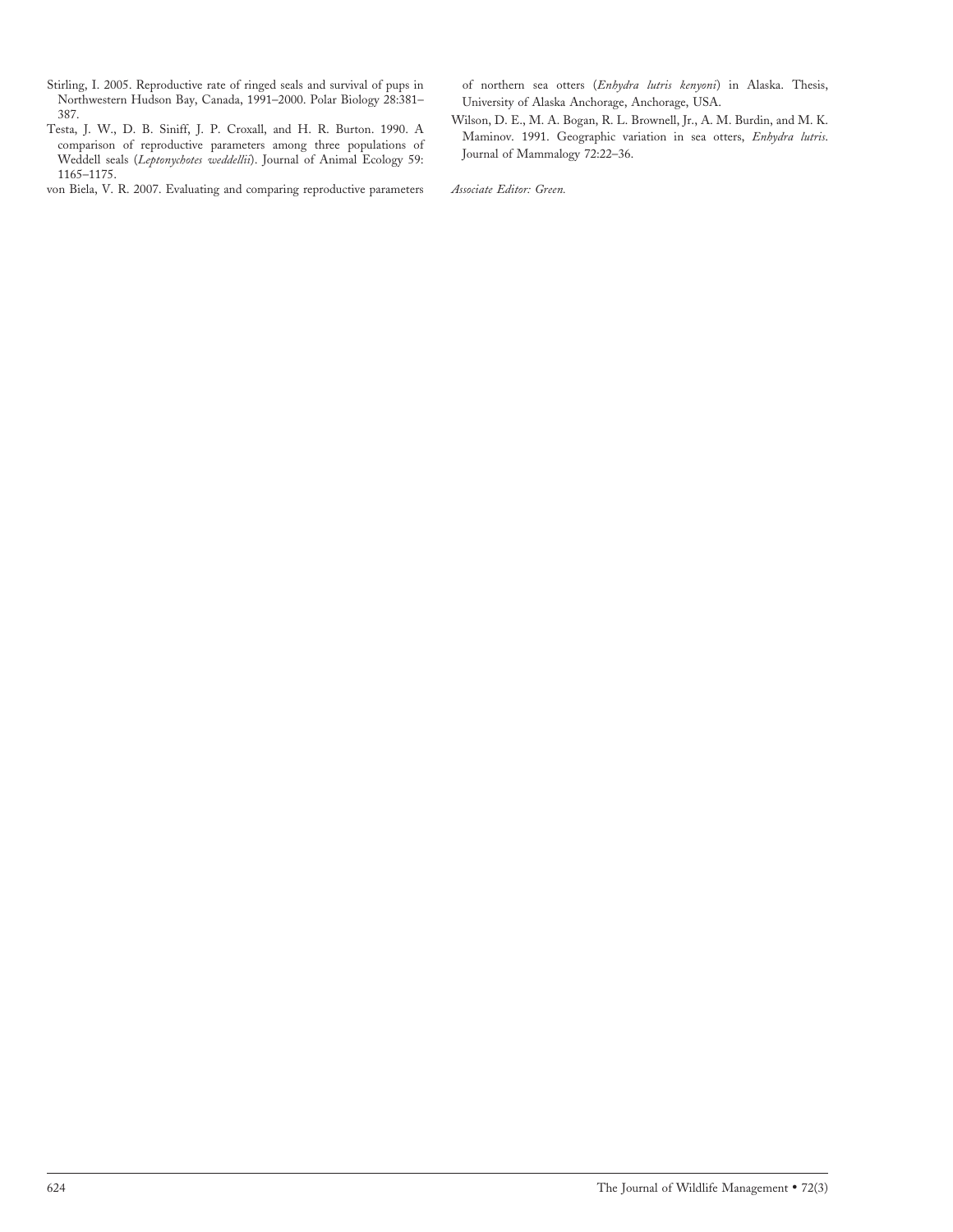Stirling, I. 2005. Reproductive rate of ringed seals and survival of pups in Northwestern Hudson Bay, Canada, 1991–2000. Polar Biology 28:381–387.

Testa, J. W., D. B. Siniff, J. P. Croxall, and H. R. Burton. 1990. A comparison of reproductive parameters among three populations of Weddell seals (*Leptonychotes weddellii*). Journal of Animal Ecology 59: 1165–1175.

von Biela, V. R. 2007. Evaluating and comparing reproductive parameters of northern sea otters (*Enhydra lutris kenyoni*) in Alaska. Thesis, University of Alaska Anchorage, Anchorage, USA.

Wilson, D. E., M. A. Bogan, R. L. Brownell, Jr., A. M. Burdin, and M. K. Maminov. 1991. Geographic variation in sea otters, *Enhydra lutris*. Journal of Mammalogy 72:22–36.

*Associate Editor: Green.*